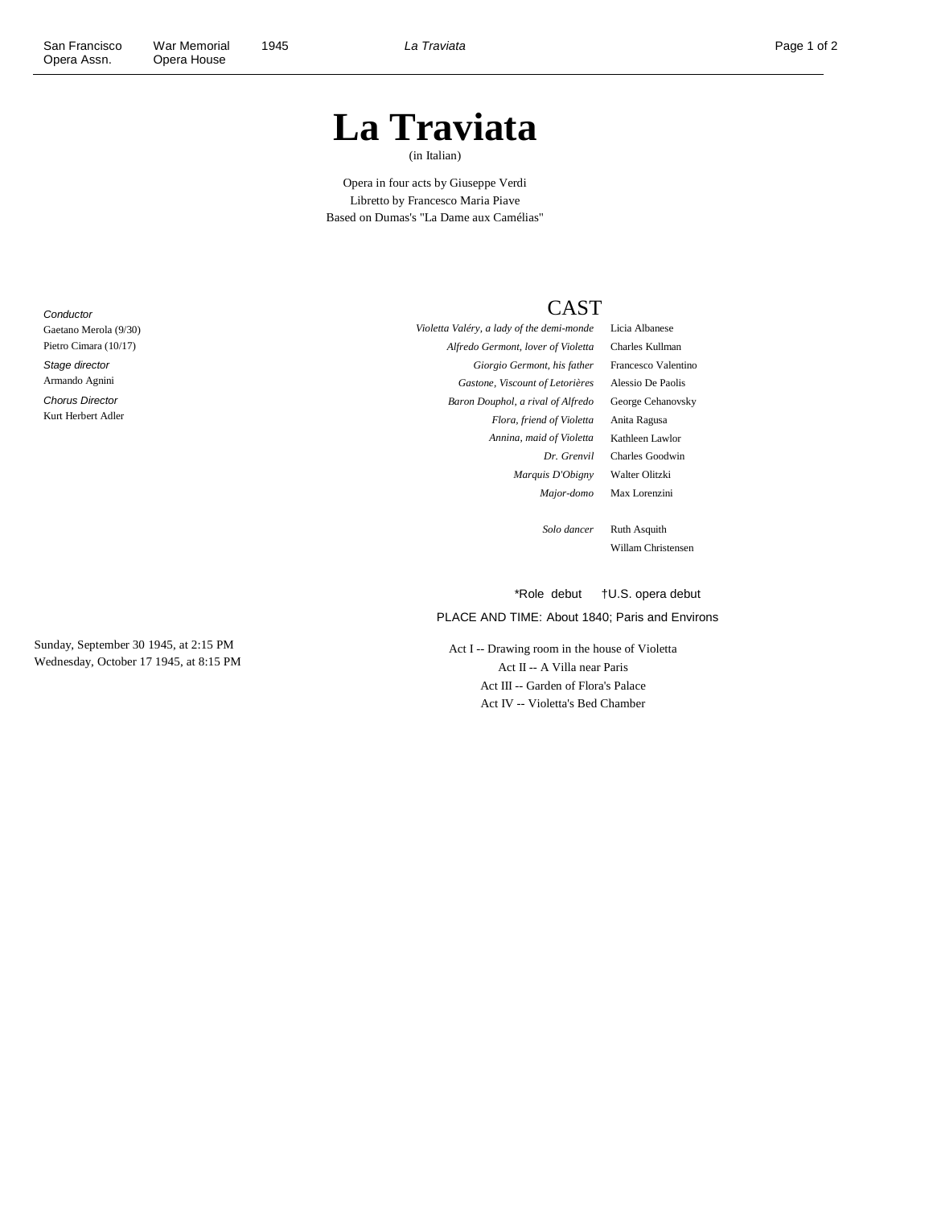# La Traviata

(in Italian)

Opera in four acts by Giuseppe Verdi
Libretto by Francesco Maria Piave
Based on Dumas's "La Dame aux Camélias"

*Conductor*
Gaetano Merola (9/30)
Pietro Cimara (10/17)

*Stage director*
Armando Agnini

*Chorus Director*
Kurt Herbert Adler

## CAST

| | |
|---|---|
| *Violetta Valéry, a lady of the demi-monde* | Licia Albanese |
| *Alfredo Germont, lover of Violetta* | Charles Kullman |
| *Giorgio Germont, his father* | Francesco Valentino |
| *Gastone, Viscount of Letorières* | Alessio De Paolis |
| *Baron Douphol, a rival of Alfredo* | George Cehanovsky |
| *Flora, friend of Violetta* | Anita Ragusa |
| *Annina, maid of Violetta* | Kathleen Lawlor |
| *Dr. Grenvil* | Charles Goodwin |
| *Marquis D'Obigny* | Walter Olitzki |
| *Major-domo* | Max Lorenzini |
| | |
| *Solo dancer* | Ruth Asquith |
| | Willam Christensen |

*Role debut †U.S. opera debut

PLACE AND TIME: About 1840; Paris and Environs

Act I -- Drawing room in the house of Violetta
Act II -- A Villa near Paris
Act III -- Garden of Flora's Palace
Act IV -- Violetta's Bed Chamber

Sunday, September 30 1945, at 2:15 PM
Wednesday, October 17 1945, at 8:15 PM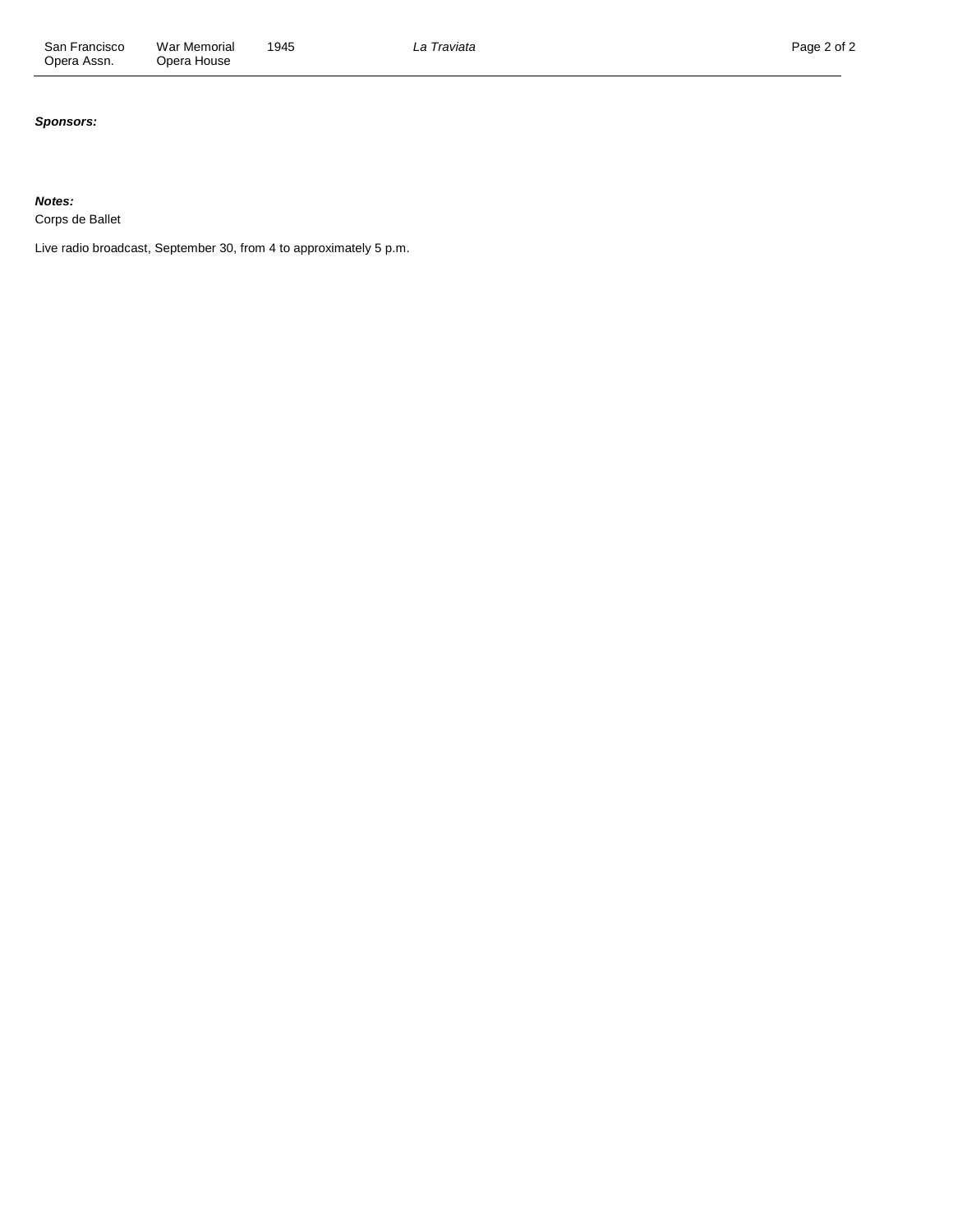***Sponsors:***

***Notes:***

Corps de Ballet

Live radio broadcast, September 30, from 4 to approximately 5 p.m.